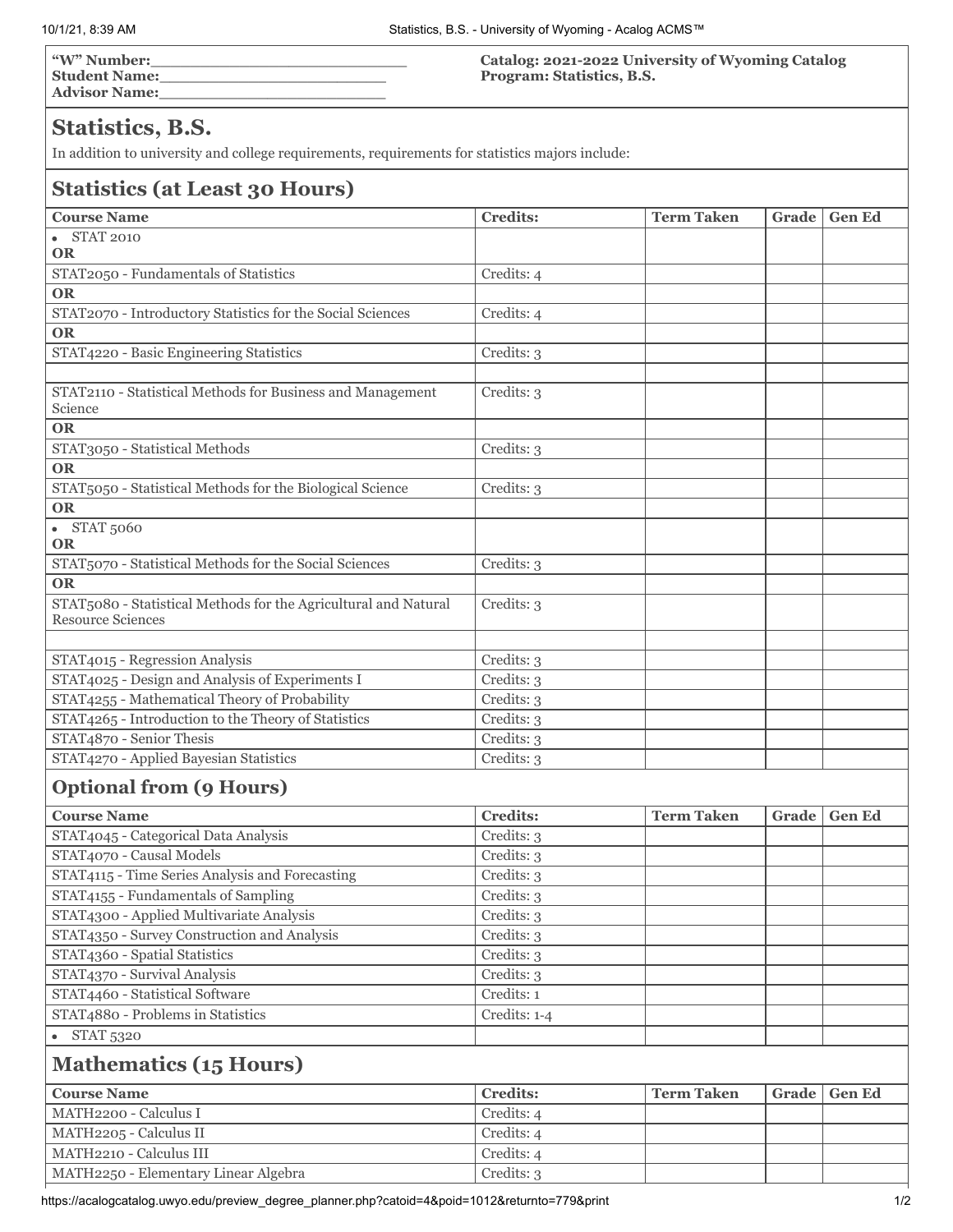"W" Number:\_\_\_\_\_\_\_\_\_\_\_\_\_\_\_\_\_\_\_\_\_\_\_\_\_\_
**Student Name:**\_\_\_\_\_\_\_\_\_\_\_\_\_\_\_\_\_\_\_\_\_\_\_\_
**Advisor Name:**\_\_\_\_\_\_\_\_\_\_\_\_\_\_\_\_\_\_\_\_\_\_\_\_

**Catalog: 2021-2022 University of Wyoming Catalog**
**Program: Statistics, B.S.**

# Statistics, B.S.

In addition to university and college requirements, requirements for statistics majors include:

## Statistics (at Least 30 Hours)

| Course Name | Credits: | Term Taken | Grade | Gen Ed |
|---|---|---|---|---|
| • STAT 2010 **OR** | | | | |
| STAT2050 - Fundamentals of Statistics | Credits: 4 | | | |
| **OR** | | | | |
| STAT2070 - Introductory Statistics for the Social Sciences | Credits: 4 | | | |
| **OR** | | | | |
| STAT4220 - Basic Engineering Statistics | Credits: 3 | | | |
| | | | | |
| STAT2110 - Statistical Methods for Business and Management Science | Credits: 3 | | | |
| **OR** | | | | |
| STAT3050 - Statistical Methods | Credits: 3 | | | |
| **OR** | | | | |
| STAT5050 - Statistical Methods for the Biological Science | Credits: 3 | | | |
| **OR** | | | | |
| • STAT 5060 **OR** | | | | |
| STAT5070 - Statistical Methods for the Social Sciences | Credits: 3 | | | |
| **OR** | | | | |
| STAT5080 - Statistical Methods for the Agricultural and Natural Resource Sciences | Credits: 3 | | | |
| | | | | |
| STAT4015 - Regression Analysis | Credits: 3 | | | |
| STAT4025 - Design and Analysis of Experiments I | Credits: 3 | | | |
| STAT4255 - Mathematical Theory of Probability | Credits: 3 | | | |
| STAT4265 - Introduction to the Theory of Statistics | Credits: 3 | | | |
| STAT4870 - Senior Thesis | Credits: 3 | | | |
| STAT4270 - Applied Bayesian Statistics | Credits: 3 | | | |

## Optional from (9 Hours)

| Course Name | Credits: | Term Taken | Grade | Gen Ed |
|---|---|---|---|---|
| STAT4045 - Categorical Data Analysis | Credits: 3 | | | |
| STAT4070 - Causal Models | Credits: 3 | | | |
| STAT4115 - Time Series Analysis and Forecasting | Credits: 3 | | | |
| STAT4155 - Fundamentals of Sampling | Credits: 3 | | | |
| STAT4300 - Applied Multivariate Analysis | Credits: 3 | | | |
| STAT4350 - Survey Construction and Analysis | Credits: 3 | | | |
| STAT4360 - Spatial Statistics | Credits: 3 | | | |
| STAT4370 - Survival Analysis | Credits: 3 | | | |
| STAT4460 - Statistical Software | Credits: 1 | | | |
| STAT4880 - Problems in Statistics | Credits: 1-4 | | | |
| • STAT 5320 | | | | |

## Mathematics (15 Hours)

| Course Name | Credits: | Term Taken | Grade | Gen Ed |
|---|---|---|---|---|
| MATH2200 - Calculus I | Credits: 4 | | | |
| MATH2205 - Calculus II | Credits: 4 | | | |
| MATH2210 - Calculus III | Credits: 4 | | | |
| MATH2250 - Elementary Linear Algebra | Credits: 3 | | | |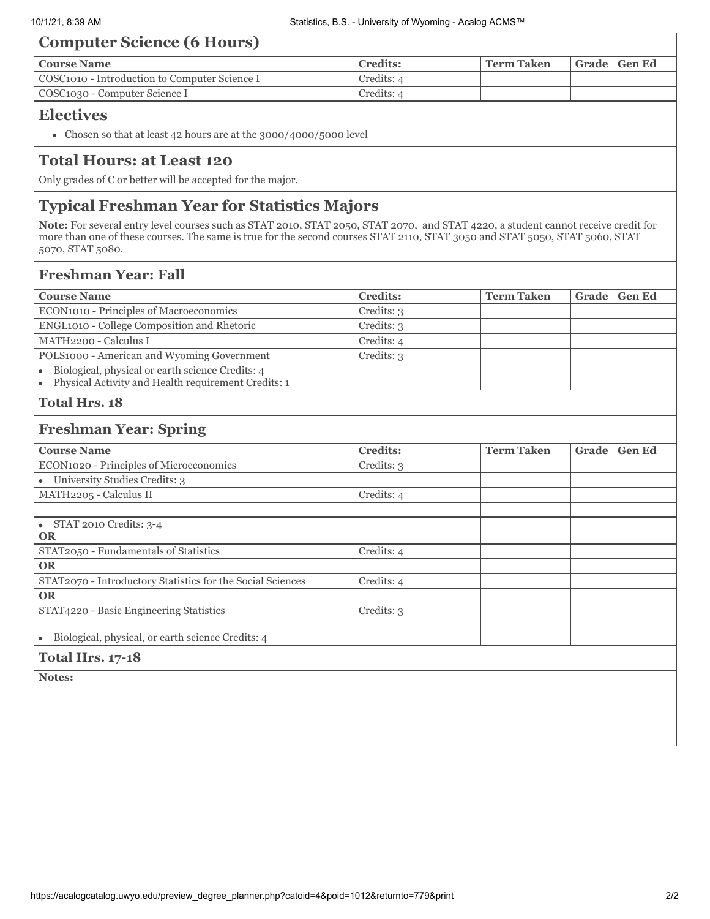## Computer Science (6 Hours)

| Course Name | Credits: | Term Taken | Grade | Gen Ed |
|---|---|---|---|---|
| COSC1010 - Introduction to Computer Science I | Credits: 4 | | | |
| COSC1030 - Computer Science I | Credits: 4 | | | |

## Electives

- Chosen so that at least 42 hours are at the 3000/4000/5000 level

## Total Hours: at Least 120

Only grades of C or better will be accepted for the major.

## Typical Freshman Year for Statistics Majors

**Note:** For several entry level courses such as STAT 2010, STAT 2050, STAT 2070, and STAT 4220, a student cannot receive credit for more than one of these courses. The same is true for the second courses STAT 2110, STAT 3050 and STAT 5050, STAT 5060, STAT 5070, STAT 5080.

### Freshman Year: Fall

| Course Name | Credits: | Term Taken | Grade | Gen Ed |
|---|---|---|---|---|
| ECON1010 - Principles of Macroeconomics | Credits: 3 | | | |
| ENGL1010 - College Composition and Rhetoric | Credits: 3 | | | |
| MATH2200 - Calculus I | Credits: 4 | | | |
| POLS1000 - American and Wyoming Government | Credits: 3 | | | |
| • Biological, physical or earth science Credits: 4<br>• Physical Activity and Health requirement Credits: 1 | | | | |

**Total Hrs. 18**

### Freshman Year: Spring

| Course Name | Credits: | Term Taken | Grade | Gen Ed |
|---|---|---|---|---|
| ECON1020 - Principles of Microeconomics | Credits: 3 | | | |
| • University Studies Credits: 3 | | | | |
| MATH2205 - Calculus II | Credits: 4 | | | |
| | | | | |
| • STAT 2010 Credits: 3-4<br>**OR** | | | | |
| STAT2050 - Fundamentals of Statistics | Credits: 4 | | | |
| **OR** | | | | |
| STAT2070 - Introductory Statistics for the Social Sciences | Credits: 4 | | | |
| **OR** | | | | |
| STAT4220 - Basic Engineering Statistics | Credits: 3 | | | |
| • Biological, physical, or earth science Credits: 4 | | | | |

**Total Hrs. 17-18**

**Notes:**